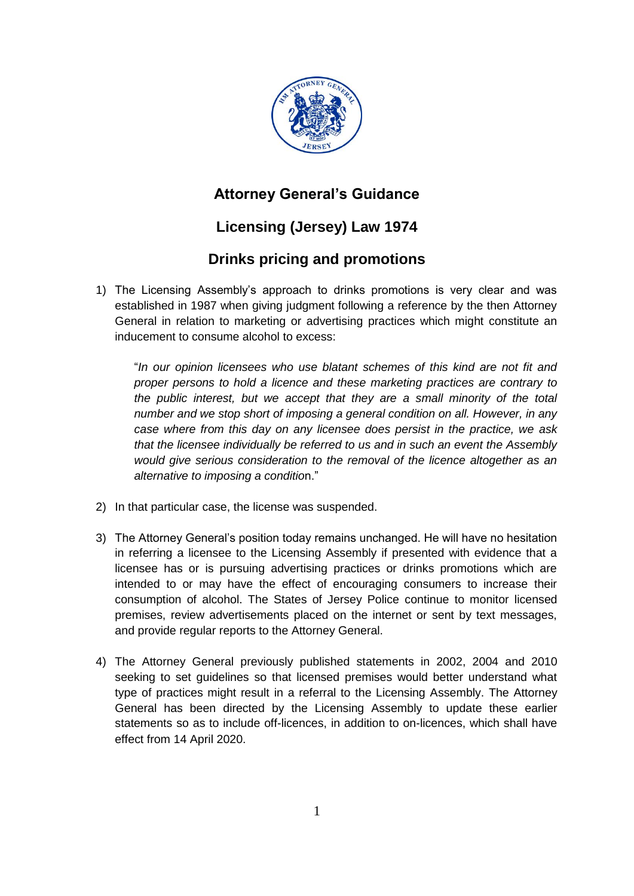# Attorney General's Guidance

## Licensing (Jersey) Law 1974

## Drinks pricing and promotions

1) The Licensing Assembly's approach to drinks promotions is very clear and was established in 1987 when giving judgment following a reference by the then Attorney General in relation to marketing or advertising practices which might constitute an inducement to consume alcohol to excess:

   "*In our opinion licensees who use blatant schemes of this kind are not fit and proper persons to hold a licence and these marketing practices are contrary to the public interest, but we accept that they are a small minority of the total number and we stop short of imposing a general condition on all. However, in any case where from this day on any licensee does persist in the practice, we ask that the licensee individually be referred to us and in such an event the Assembly would give serious consideration to the removal of the licence altogether as an alternative to imposing a condition.*"

2) In that particular case, the license was suspended.

3) The Attorney General's position today remains unchanged. He will have no hesitation in referring a licensee to the Licensing Assembly if presented with evidence that a licensee has or is pursuing advertising practices or drinks promotions which are intended to or may have the effect of encouraging consumers to increase their consumption of alcohol. The States of Jersey Police continue to monitor licensed premises, review advertisements placed on the internet or sent by text messages, and provide regular reports to the Attorney General.

4) The Attorney General previously published statements in 2002, 2004 and 2010 seeking to set guidelines so that licensed premises would better understand what type of practices might result in a referral to the Licensing Assembly. The Attorney General has been directed by the Licensing Assembly to update these earlier statements so as to include off-licences, in addition to on-licences, which shall have effect from 14 April 2020.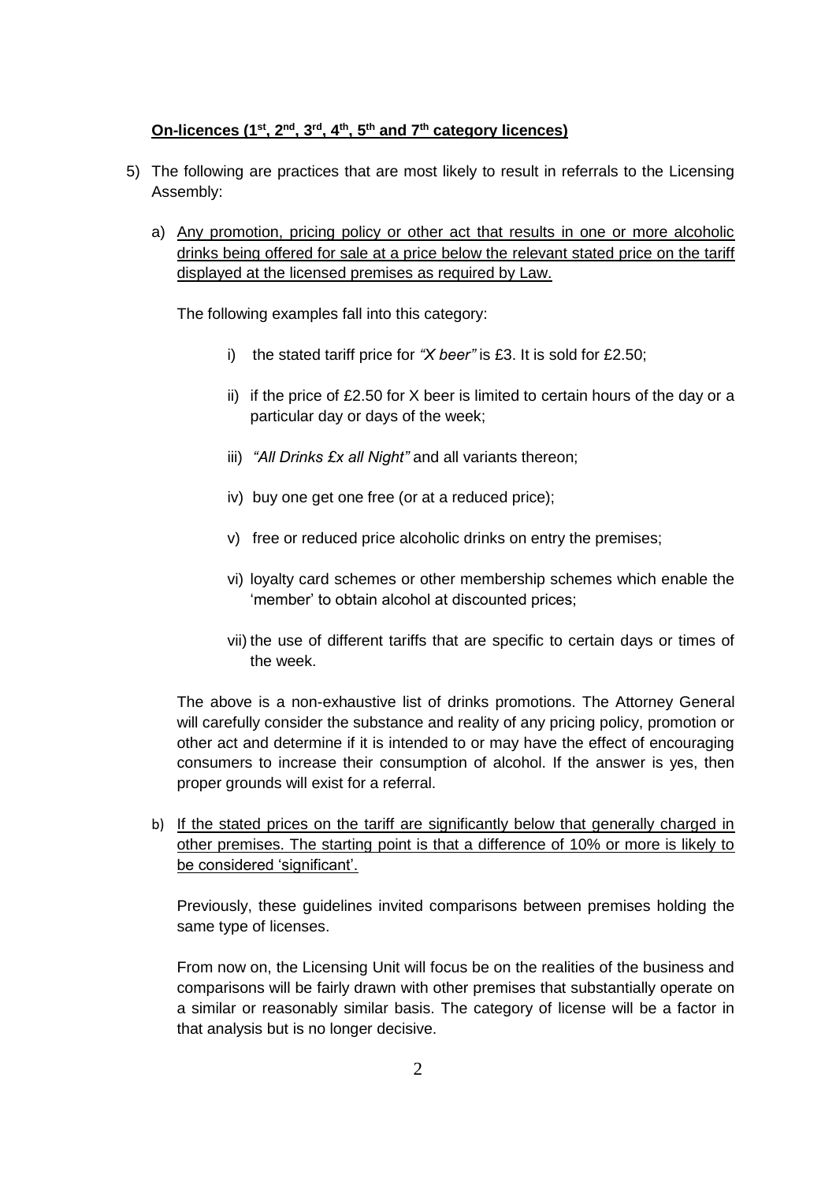**<u>On-licences (1st, 2nd, 3rd, 4th, 5th and 7th category licences)</u>**

5) The following are practices that are most likely to result in referrals to the Licensing Assembly:

   a) <u>Any promotion, pricing policy or other act that results in one or more alcoholic drinks being offered for sale at a price below the relevant stated price on the tariff displayed at the licensed premises as required by Law.</u>

   The following examples fall into this category:

      i) the stated tariff price for *"X beer"* is £3. It is sold for £2.50;

      ii) if the price of £2.50 for X beer is limited to certain hours of the day or a particular day or days of the week;

      iii) *"All Drinks £x all Night"* and all variants thereon;

      iv) buy one get one free (or at a reduced price);

      v) free or reduced price alcoholic drinks on entry the premises;

      vi) loyalty card schemes or other membership schemes which enable the 'member' to obtain alcohol at discounted prices;

      vii) the use of different tariffs that are specific to certain days or times of the week.

   The above is a non-exhaustive list of drinks promotions. The Attorney General will carefully consider the substance and reality of any pricing policy, promotion or other act and determine if it is intended to or may have the effect of encouraging consumers to increase their consumption of alcohol. If the answer is yes, then proper grounds will exist for a referral.

   b) <u>If the stated prices on the tariff are significantly below that generally charged in other premises. The starting point is that a difference of 10% or more is likely to be considered 'significant'.</u>

   Previously, these guidelines invited comparisons between premises holding the same type of licenses.

   From now on, the Licensing Unit will focus be on the realities of the business and comparisons will be fairly drawn with other premises that substantially operate on a similar or reasonably similar basis. The category of license will be a factor in that analysis but is no longer decisive.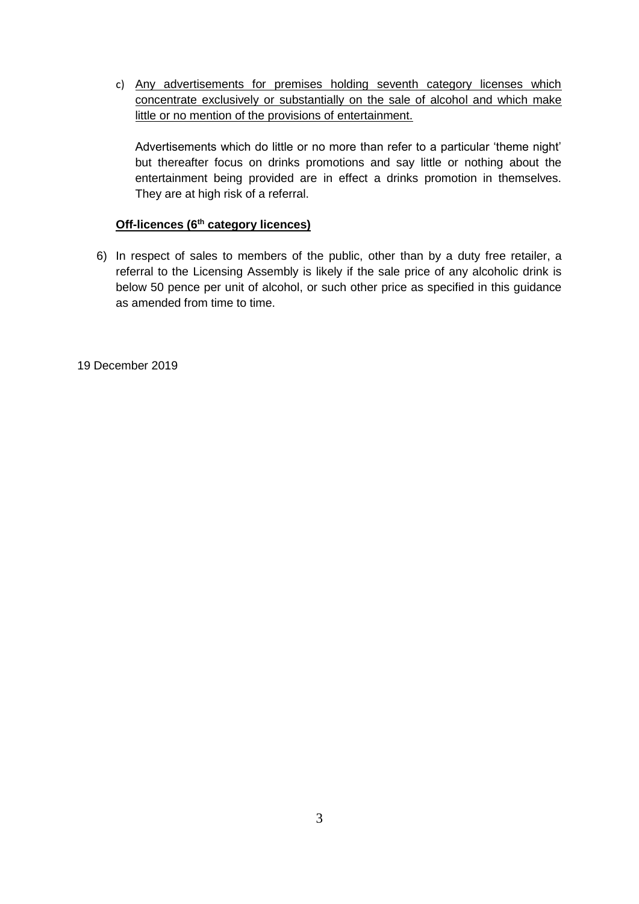c) Any advertisements for premises holding seventh category licenses which concentrate exclusively or substantially on the sale of alcohol and which make little or no mention of the provisions of entertainment.

Advertisements which do little or no more than refer to a particular 'theme night' but thereafter focus on drinks promotions and say little or nothing about the entertainment being provided are in effect a drinks promotion in themselves. They are at high risk of a referral.

**Off-licences (6th category licences)**

6) In respect of sales to members of the public, other than by a duty free retailer, a referral to the Licensing Assembly is likely if the sale price of any alcoholic drink is below 50 pence per unit of alcohol, or such other price as specified in this guidance as amended from time to time.

19 December 2019